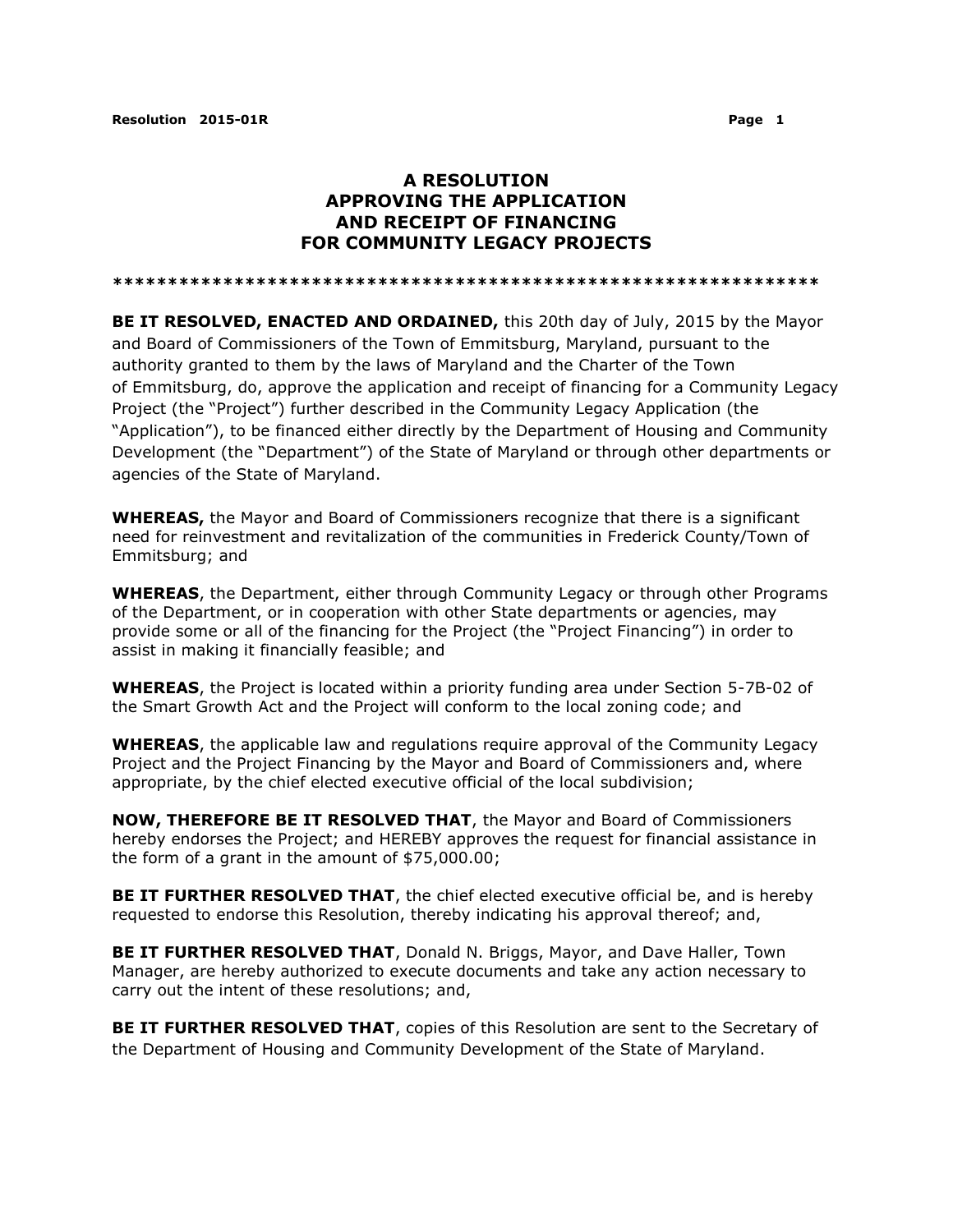# A RESOLUTION APPROVING THE APPLICATION AND RECEIPT OF FINANCING FOR COMMUNITY LEGACY PROJECTS

*****************************************************************

**BE IT RESOLVED, ENACTED AND ORDAINED,** this 20th day of July, 2015 by the Mayor and Board of Commissioners of the Town of Emmitsburg, Maryland, pursuant to the authority granted to them by the laws of Maryland and the Charter of the Town of Emmitsburg, do, approve the application and receipt of financing for a Community Legacy Project (the "Project") further described in the Community Legacy Application (the "Application"), to be financed either directly by the Department of Housing and Community Development (the "Department") of the State of Maryland or through other departments or agencies of the State of Maryland.

**WHEREAS,** the Mayor and Board of Commissioners recognize that there is a significant need for reinvestment and revitalization of the communities in Frederick County/Town of Emmitsburg; and

**WHEREAS**, the Department, either through Community Legacy or through other Programs of the Department, or in cooperation with other State departments or agencies, may provide some or all of the financing for the Project (the "Project Financing") in order to assist in making it financially feasible; and

**WHEREAS**, the Project is located within a priority funding area under Section 5-7B-02 of the Smart Growth Act and the Project will conform to the local zoning code; and

**WHEREAS**, the applicable law and regulations require approval of the Community Legacy Project and the Project Financing by the Mayor and Board of Commissioners and, where appropriate, by the chief elected executive official of the local subdivision;

**NOW, THEREFORE BE IT RESOLVED THAT**, the Mayor and Board of Commissioners hereby endorses the Project; and HEREBY approves the request for financial assistance in the form of a grant in the amount of $75,000.00;

**BE IT FURTHER RESOLVED THAT**, the chief elected executive official be, and is hereby requested to endorse this Resolution, thereby indicating his approval thereof; and,

**BE IT FURTHER RESOLVED THAT**, Donald N. Briggs, Mayor, and Dave Haller, Town Manager, are hereby authorized to execute documents and take any action necessary to carry out the intent of these resolutions; and,

**BE IT FURTHER RESOLVED THAT**, copies of this Resolution are sent to the Secretary of the Department of Housing and Community Development of the State of Maryland.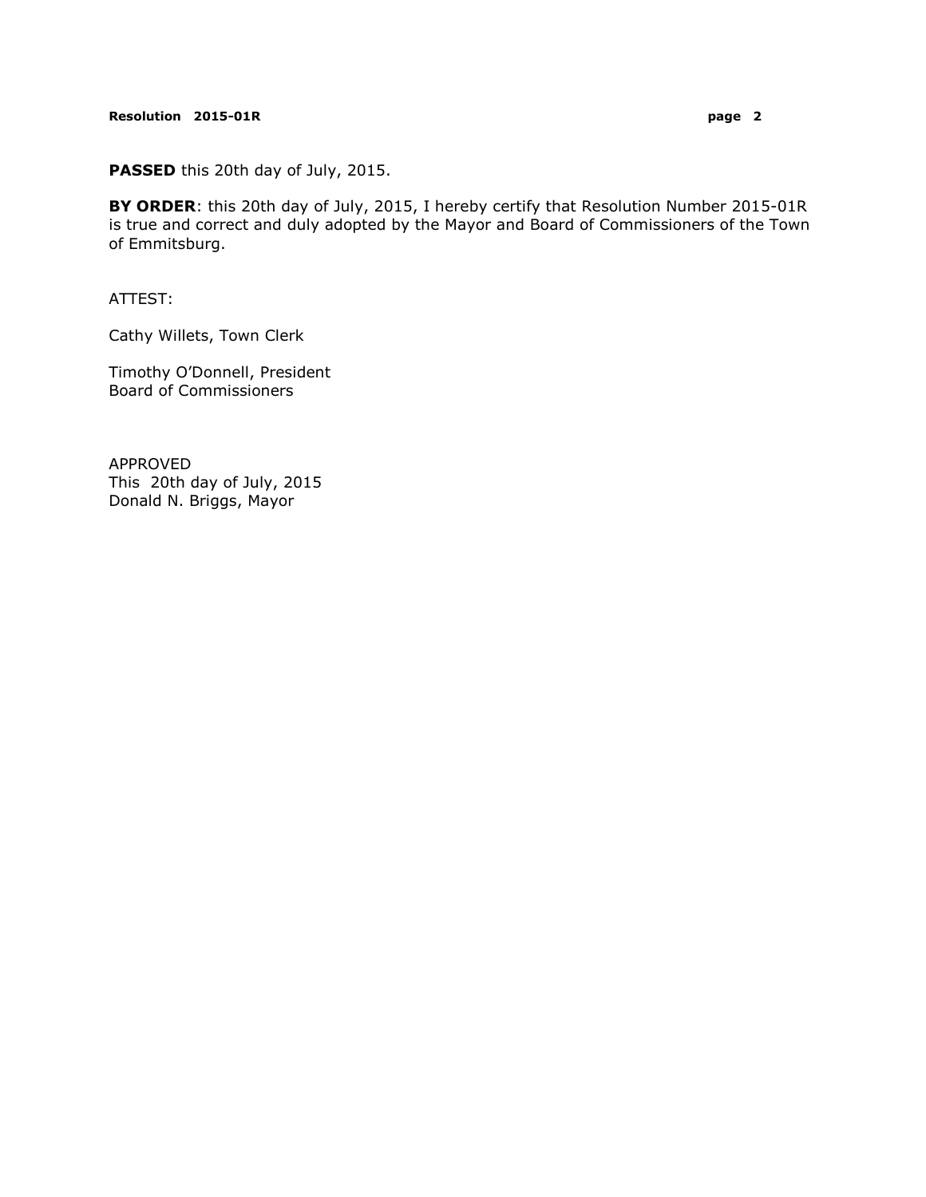**PASSED** this 20th day of July, 2015.

**BY ORDER**: this 20th day of July, 2015, I hereby certify that Resolution Number 2015-01R is true and correct and duly adopted by the Mayor and Board of Commissioners of the Town of Emmitsburg.

ATTEST:

Cathy Willets, Town Clerk

Timothy O'Donnell, President
Board of Commissioners

APPROVED
This 20th day of July, 2015
Donald N. Briggs, Mayor